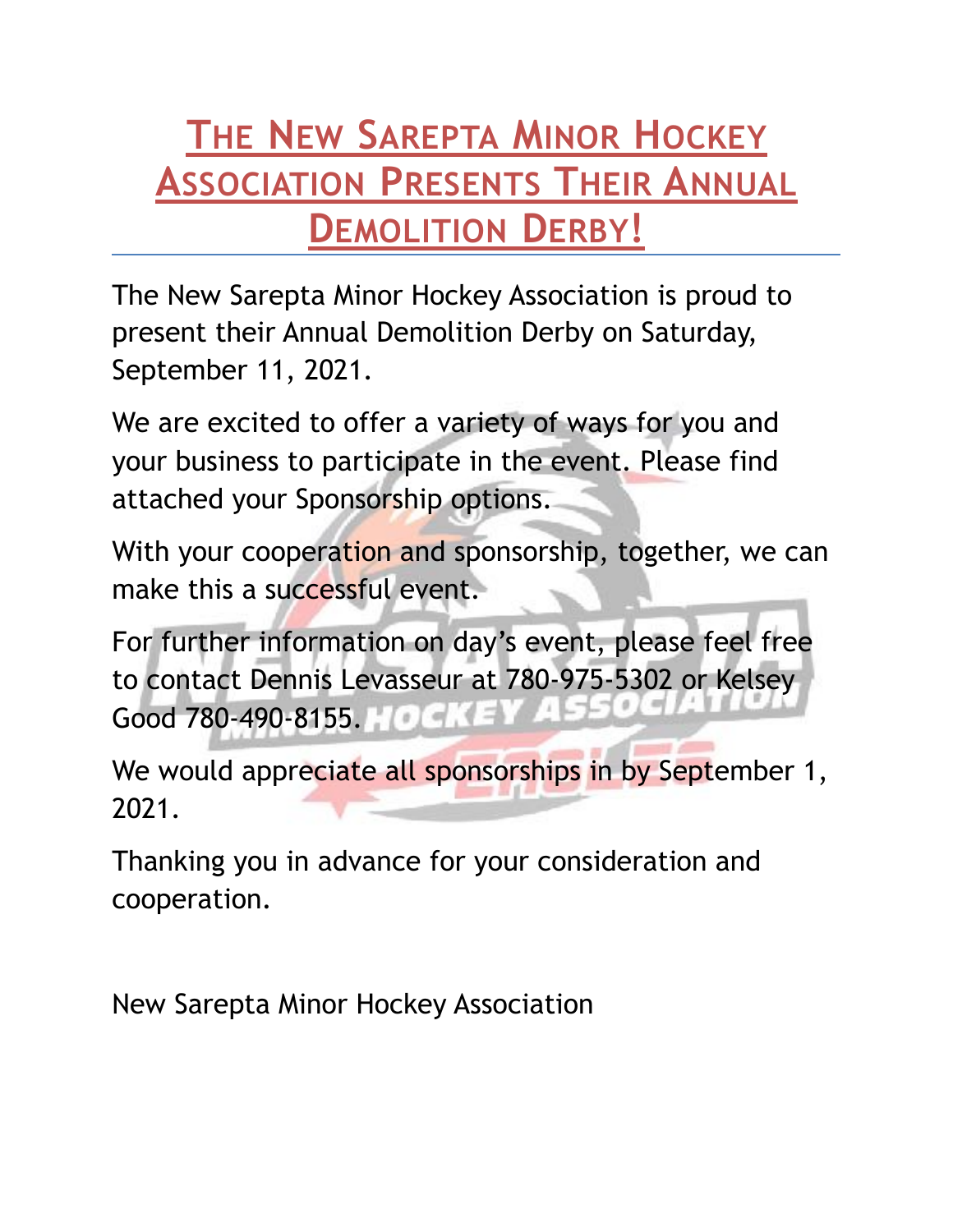# The New Sarepta Minor Hockey Association Presents Their Annual Demolition Derby!

The New Sarepta Minor Hockey Association is proud to present their Annual Demolition Derby on Saturday, September 11, 2021.

We are excited to offer a variety of ways for you and your business to participate in the event. Please find attached your Sponsorship options.

With your cooperation and sponsorship, together, we can make this a successful event.

For further information on day's event, please feel free to contact Dennis Levasseur at 780-975-5302 or Kelsey Good 780-490-8155.

We would appreciate all sponsorships in by September 1, 2021.

Thanking you in advance for your consideration and cooperation.

New Sarepta Minor Hockey Association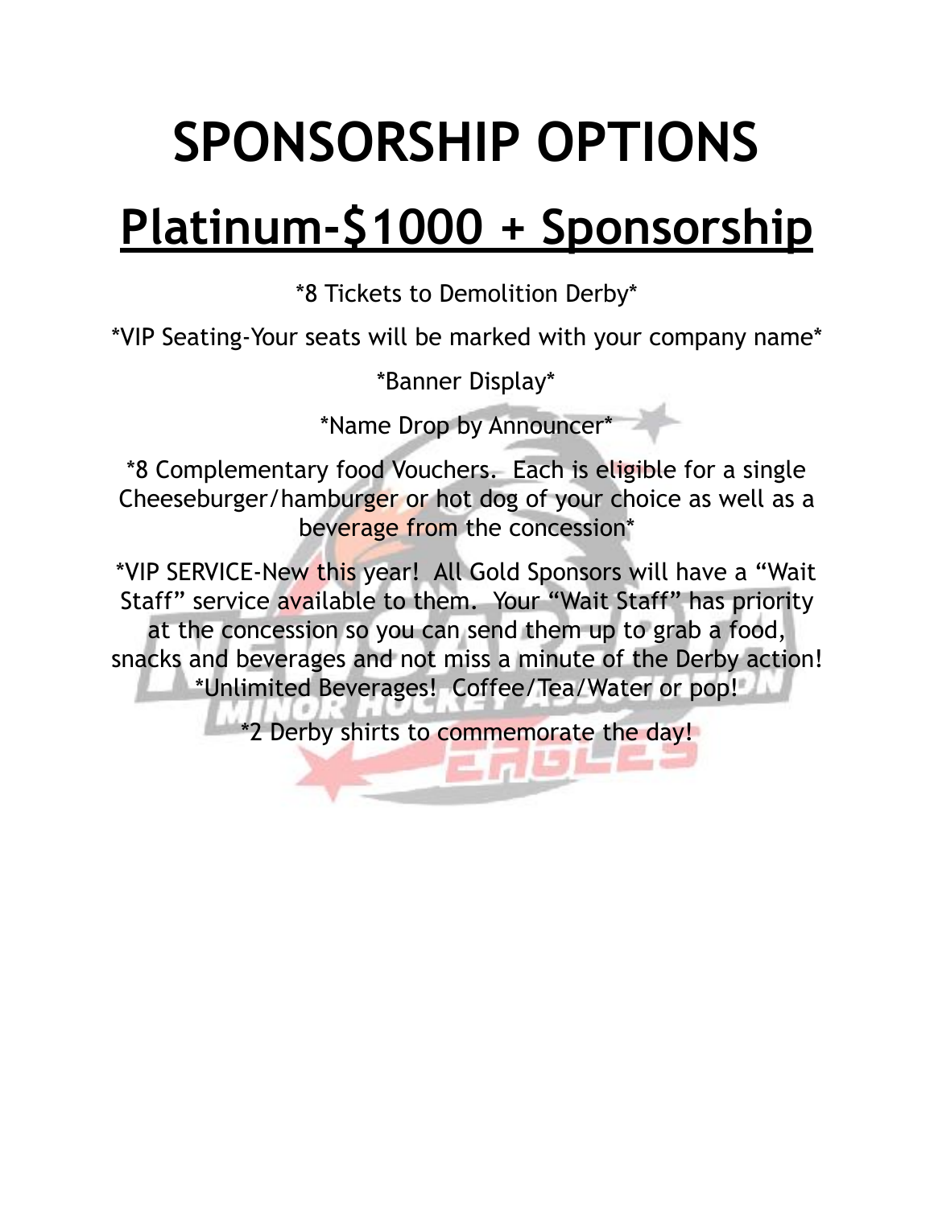# SPONSORSHIP OPTIONS

## Platinum-$1000 + Sponsorship

*8 Tickets to Demolition Derby*

*VIP Seating-Your seats will be marked with your company name*

*Banner Display*

*Name Drop by Announcer*

*8 Complementary food Vouchers. Each is eligible for a single Cheeseburger/hamburger or hot dog of your choice as well as a beverage from the concession*

*VIP SERVICE-New this year! All Gold Sponsors will have a "Wait Staff" service available to them. Your "Wait Staff" has priority at the concession so you can send them up to grab a food, snacks and beverages and not miss a minute of the Derby action!
*Unlimited Beverages! Coffee/Tea/Water or pop!

*2 Derby shirts to commemorate the day!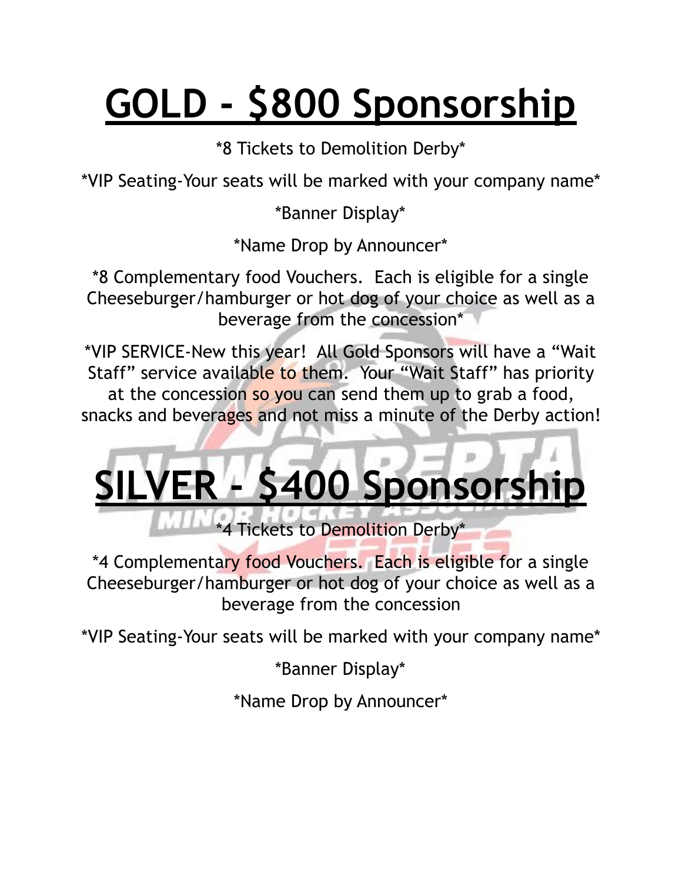# GOLD - $800 Sponsorship

*8 Tickets to Demolition Derby*

*VIP Seating-Your seats will be marked with your company name*

*Banner Display*

*Name Drop by Announcer*

*8 Complementary food Vouchers.  Each is eligible for a single Cheeseburger/hamburger or hot dog of your choice as well as a beverage from the concession*

*VIP SERVICE-New this year!  All Gold Sponsors will have a "Wait Staff" service available to them.  Your "Wait Staff" has priority at the concession so you can send them up to grab a food, snacks and beverages and not miss a minute of the Derby action!

# SILVER - $400 Sponsorship

*4 Tickets to Demolition Derby*

*4 Complementary food Vouchers.  Each is eligible for a single Cheeseburger/hamburger or hot dog of your choice as well as a beverage from the concession

*VIP Seating-Your seats will be marked with your company name*

*Banner Display*

*Name Drop by Announcer*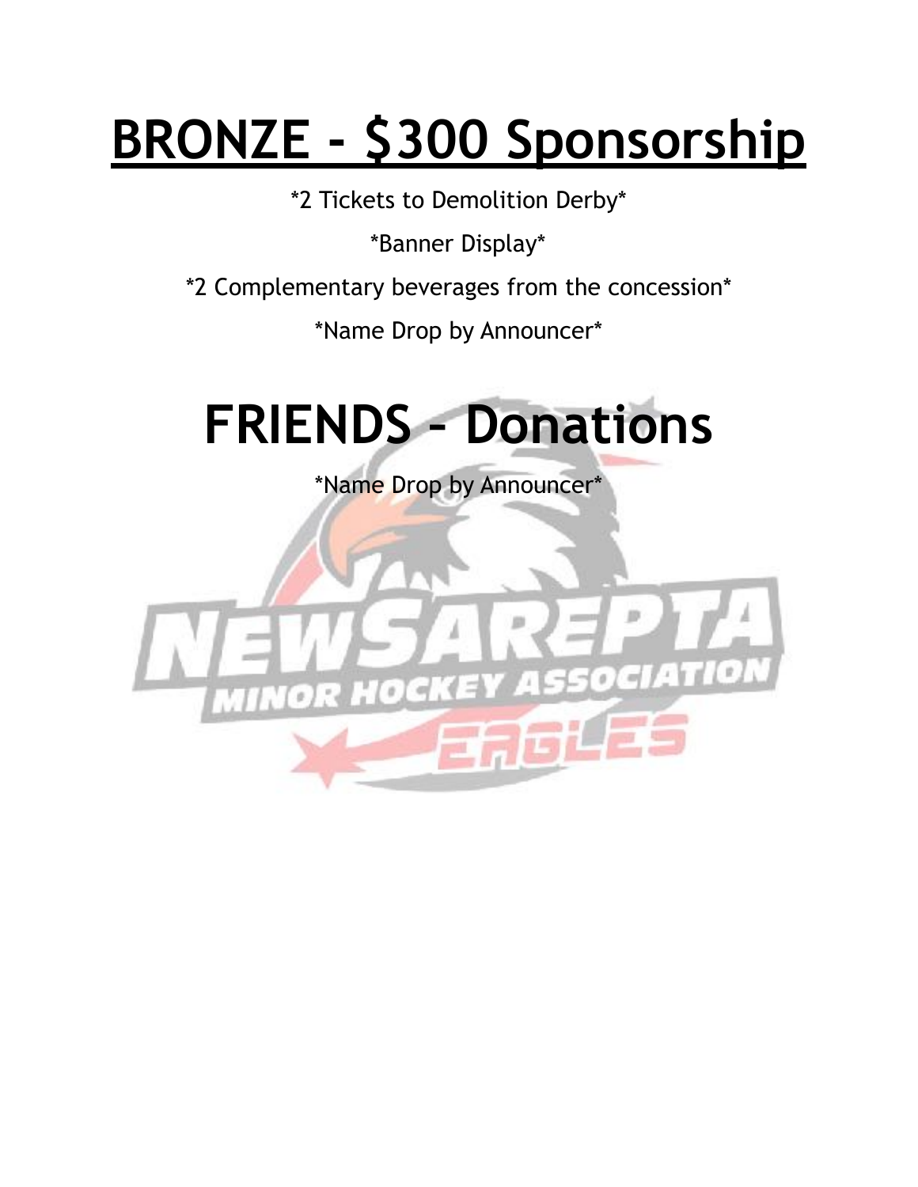# BRONZE - $300 Sponsorship

*2 Tickets to Demolition Derby*

*Banner Display*

*2 Complementary beverages from the concession*

*Name Drop by Announcer*

# FRIENDS – Donations

*Name Drop by Announcer*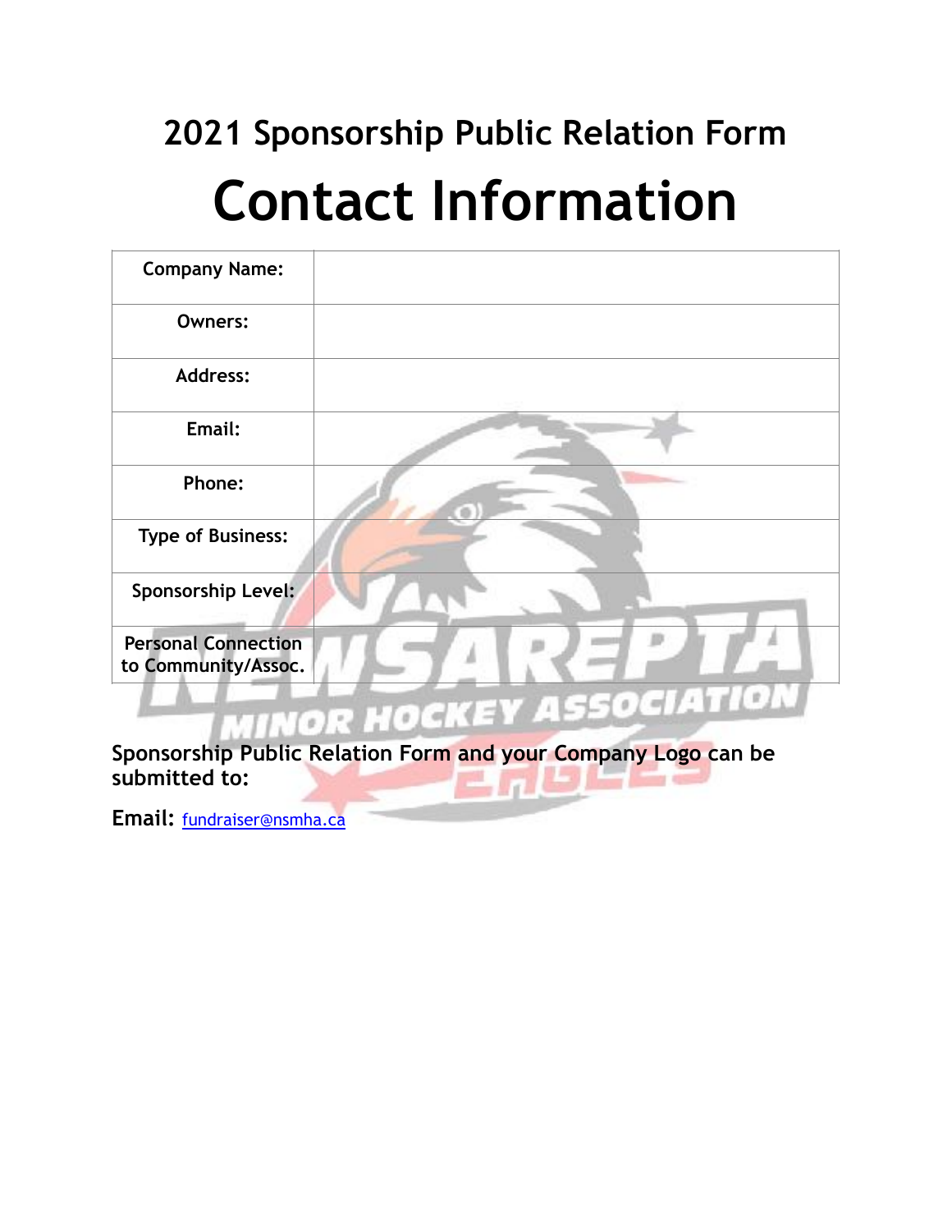# 2021 Sponsorship Public Relation Form

# Contact Information

| | |
|---|---|
| **Company Name:** | |
| **Owners:** | |
| **Address:** | |
| **Email:** | |
| **Phone:** | |
| **Type of Business:** | |
| **Sponsorship Level:** | |
| **Personal Connection to Community/Assoc.** | |

**Sponsorship Public Relation Form and your Company Logo can be submitted to:**

**Email:** fundraiser@nsmha.ca